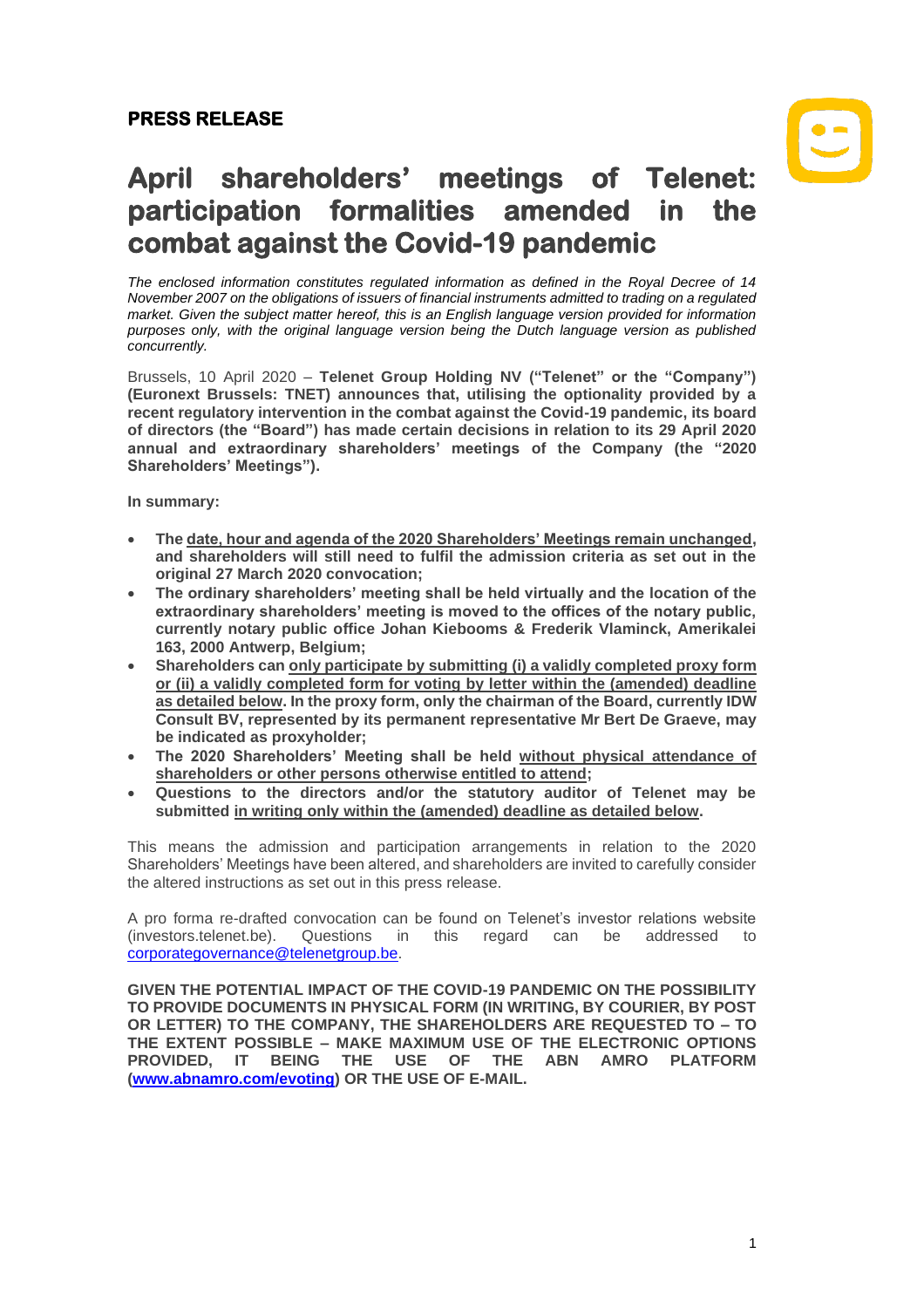**PRESS RELEASE**

# April shareholders' meetings of Telenet: participation formalities amended in the combat against the Covid-19 pandemic

*The enclosed information constitutes regulated information as defined in the Royal Decree of 14 November 2007 on the obligations of issuers of financial instruments admitted to trading on a regulated market. Given the subject matter hereof, this is an English language version provided for information purposes only, with the original language version being the Dutch language version as published concurrently.*

Brussels, 10 April 2020 – **Telenet Group Holding NV ("Telenet" or the "Company") (Euronext Brussels: TNET) announces that, utilising the optionality provided by a recent regulatory intervention in the combat against the Covid-19 pandemic, its board of directors (the "Board") has made certain decisions in relation to its 29 April 2020 annual and extraordinary shareholders' meetings of the Company (the "2020 Shareholders' Meetings").**

**In summary:**

- **The date, hour and agenda of the 2020 Shareholders' Meetings remain unchanged, and shareholders will still need to fulfil the admission criteria as set out in the original 27 March 2020 convocation;**
- **The ordinary shareholders' meeting shall be held virtually and the location of the extraordinary shareholders' meeting is moved to the offices of the notary public, currently notary public office Johan Kiebooms & Frederik Vlaminck, Amerikalei 163, 2000 Antwerp, Belgium;**
- **Shareholders can only participate by submitting (i) a validly completed proxy form or (ii) a validly completed form for voting by letter within the (amended) deadline as detailed below. In the proxy form, only the chairman of the Board, currently IDW Consult BV, represented by its permanent representative Mr Bert De Graeve, may be indicated as proxyholder;**
- **The 2020 Shareholders' Meeting shall be held without physical attendance of shareholders or other persons otherwise entitled to attend;**
- **Questions to the directors and/or the statutory auditor of Telenet may be submitted in writing only within the (amended) deadline as detailed below.**

This means the admission and participation arrangements in relation to the 2020 Shareholders' Meetings have been altered, and shareholders are invited to carefully consider the altered instructions as set out in this press release.

A pro forma re-drafted convocation can be found on Telenet's investor relations website (investors.telenet.be). Questions in this regard can be addressed to corporategovernance@telenetgroup.be.

**GIVEN THE POTENTIAL IMPACT OF THE COVID-19 PANDEMIC ON THE POSSIBILITY TO PROVIDE DOCUMENTS IN PHYSICAL FORM (IN WRITING, BY COURIER, BY POST OR LETTER) TO THE COMPANY, THE SHAREHOLDERS ARE REQUESTED TO – TO THE EXTENT POSSIBLE – MAKE MAXIMUM USE OF THE ELECTRONIC OPTIONS PROVIDED, IT BEING THE USE OF THE ABN AMRO PLATFORM (www.abnamro.com/evoting) OR THE USE OF E-MAIL.**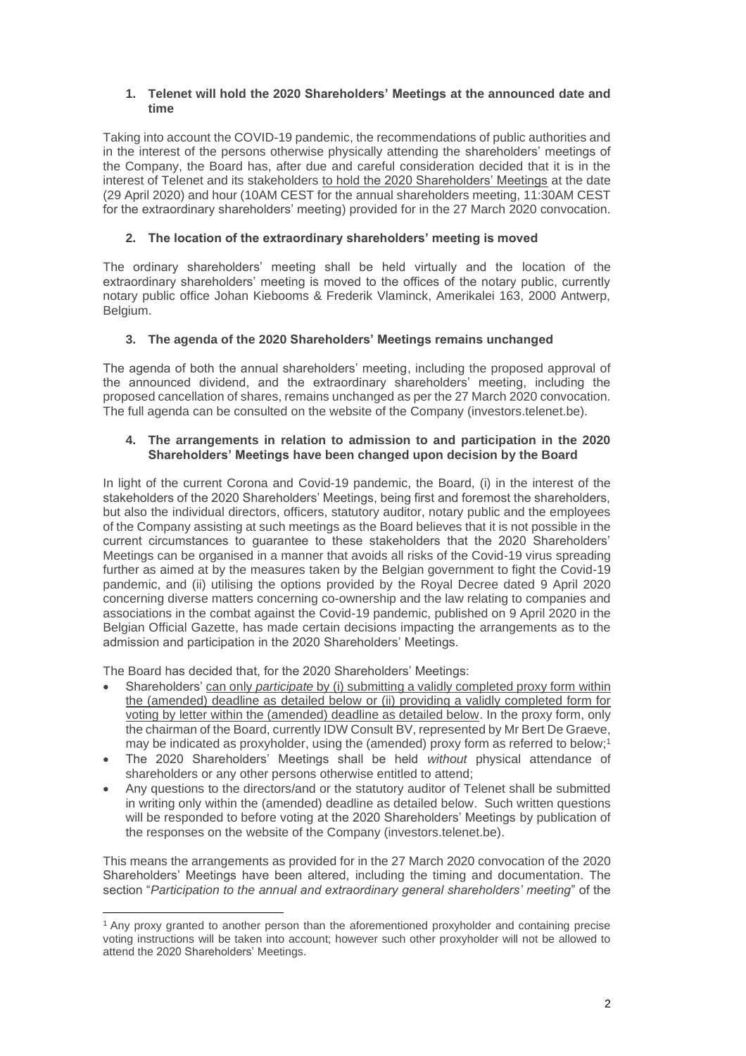**1. Telenet will hold the 2020 Shareholders' Meetings at the announced date and time**

Taking into account the COVID-19 pandemic, the recommendations of public authorities and in the interest of the persons otherwise physically attending the shareholders' meetings of the Company, the Board has, after due and careful consideration decided that it is in the interest of Telenet and its stakeholders to hold the 2020 Shareholders' Meetings at the date (29 April 2020) and hour (10AM CEST for the annual shareholders meeting, 11:30AM CEST for the extraordinary shareholders' meeting) provided for in the 27 March 2020 convocation.

**2. The location of the extraordinary shareholders' meeting is moved**

The ordinary shareholders' meeting shall be held virtually and the location of the extraordinary shareholders' meeting is moved to the offices of the notary public, currently notary public office Johan Kiebooms & Frederik Vlaminck, Amerikalei 163, 2000 Antwerp, Belgium.

**3. The agenda of the 2020 Shareholders' Meetings remains unchanged**

The agenda of both the annual shareholders' meeting, including the proposed approval of the announced dividend, and the extraordinary shareholders' meeting, including the proposed cancellation of shares, remains unchanged as per the 27 March 2020 convocation. The full agenda can be consulted on the website of the Company (investors.telenet.be).

**4. The arrangements in relation to admission to and participation in the 2020 Shareholders' Meetings have been changed upon decision by the Board**

In light of the current Corona and Covid-19 pandemic, the Board, (i) in the interest of the stakeholders of the 2020 Shareholders' Meetings, being first and foremost the shareholders, but also the individual directors, officers, statutory auditor, notary public and the employees of the Company assisting at such meetings as the Board believes that it is not possible in the current circumstances to guarantee to these stakeholders that the 2020 Shareholders' Meetings can be organised in a manner that avoids all risks of the Covid-19 virus spreading further as aimed at by the measures taken by the Belgian government to fight the Covid-19 pandemic, and (ii) utilising the options provided by the Royal Decree dated 9 April 2020 concerning diverse matters concerning co-ownership and the law relating to companies and associations in the combat against the Covid-19 pandemic, published on 9 April 2020 in the Belgian Official Gazette, has made certain decisions impacting the arrangements as to the admission and participation in the 2020 Shareholders' Meetings.

The Board has decided that, for the 2020 Shareholders' Meetings:

- Shareholders' can only *participate* by (i) submitting a validly completed proxy form within the (amended) deadline as detailed below or (ii) providing a validly completed form for voting by letter within the (amended) deadline as detailed below. In the proxy form, only the chairman of the Board, currently IDW Consult BV, represented by Mr Bert De Graeve, may be indicated as proxyholder, using the (amended) proxy form as referred to below;[1]
- The 2020 Shareholders' Meetings shall be held *without* physical attendance of shareholders or any other persons otherwise entitled to attend;
- Any questions to the directors/and or the statutory auditor of Telenet shall be submitted in writing only within the (amended) deadline as detailed below. Such written questions will be responded to before voting at the 2020 Shareholders' Meetings by publication of the responses on the website of the Company (investors.telenet.be).

This means the arrangements as provided for in the 27 March 2020 convocation of the 2020 Shareholders' Meetings have been altered, including the timing and documentation. The section "*Participation to the annual and extraordinary general shareholders' meeting*" of the

[1] Any proxy granted to another person than the aforementioned proxyholder and containing precise voting instructions will be taken into account; however such other proxyholder will not be allowed to attend the 2020 Shareholders' Meetings.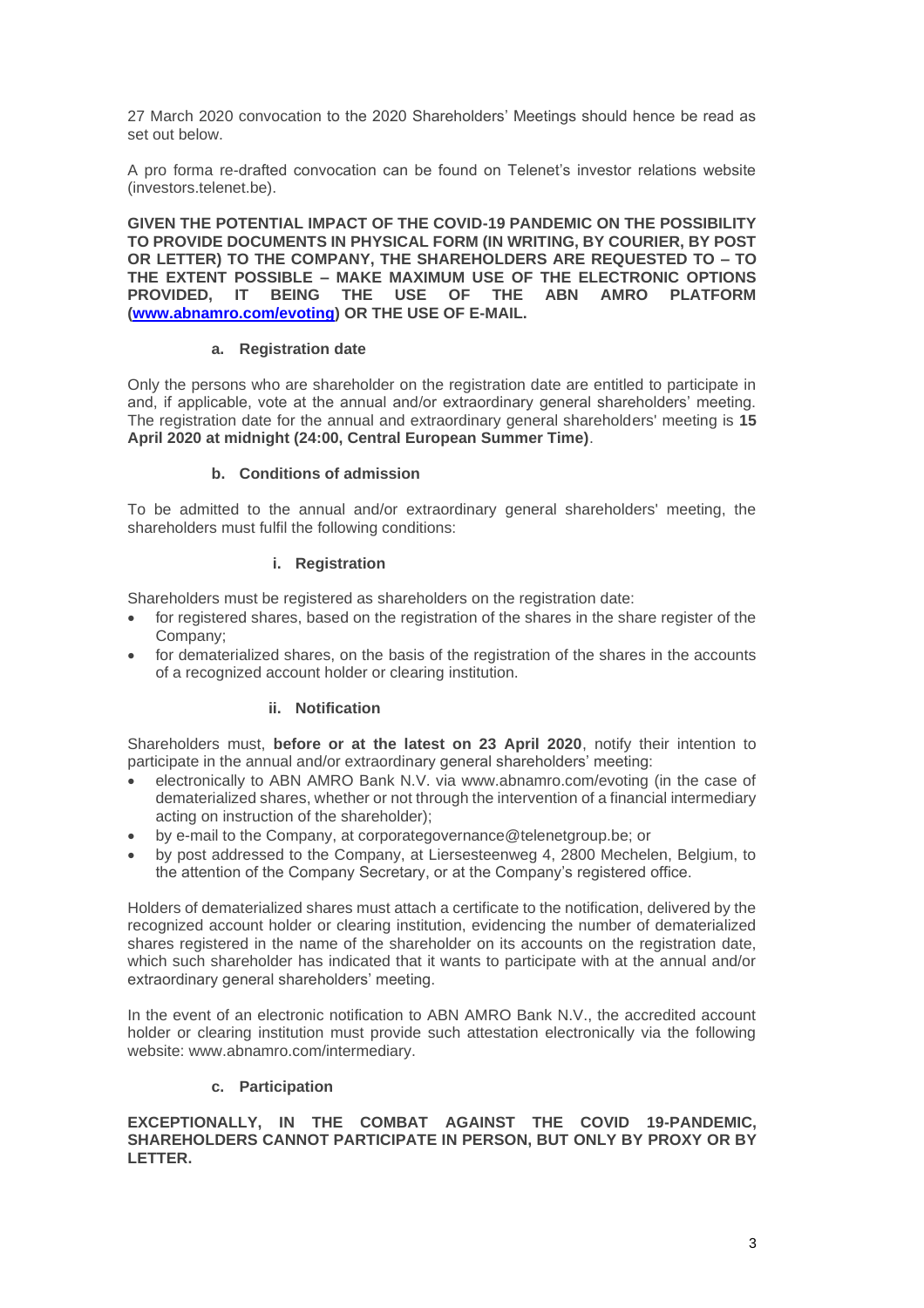27 March 2020 convocation to the 2020 Shareholders' Meetings should hence be read as set out below.

A pro forma re-drafted convocation can be found on Telenet's investor relations website (investors.telenet.be).

**GIVEN THE POTENTIAL IMPACT OF THE COVID-19 PANDEMIC ON THE POSSIBILITY TO PROVIDE DOCUMENTS IN PHYSICAL FORM (IN WRITING, BY COURIER, BY POST OR LETTER) TO THE COMPANY, THE SHAREHOLDERS ARE REQUESTED TO – TO THE EXTENT POSSIBLE – MAKE MAXIMUM USE OF THE ELECTRONIC OPTIONS PROVIDED, IT BEING THE USE OF THE ABN AMRO PLATFORM ([www.abnamro.com/evoting](http://www.abnamro.com/evoting)) OR THE USE OF E-MAIL.**

#### a. Registration date

Only the persons who are shareholder on the registration date are entitled to participate in and, if applicable, vote at the annual and/or extraordinary general shareholders' meeting. The registration date for the annual and extraordinary general shareholders' meeting is **15 April 2020 at midnight (24:00, Central European Summer Time)**.

#### b. Conditions of admission

To be admitted to the annual and/or extraordinary general shareholders' meeting, the shareholders must fulfil the following conditions:

##### i. Registration

Shareholders must be registered as shareholders on the registration date:

- for registered shares, based on the registration of the shares in the share register of the Company;
- for dematerialized shares, on the basis of the registration of the shares in the accounts of a recognized account holder or clearing institution.

##### ii. Notification

Shareholders must, **before or at the latest on 23 April 2020**, notify their intention to participate in the annual and/or extraordinary general shareholders' meeting:

- electronically to ABN AMRO Bank N.V. via www.abnamro.com/evoting (in the case of dematerialized shares, whether or not through the intervention of a financial intermediary acting on instruction of the shareholder);
- by e-mail to the Company, at corporategovernance@telenetgroup.be; or
- by post addressed to the Company, at Liersesteenweg 4, 2800 Mechelen, Belgium, to the attention of the Company Secretary, or at the Company's registered office.

Holders of dematerialized shares must attach a certificate to the notification, delivered by the recognized account holder or clearing institution, evidencing the number of dematerialized shares registered in the name of the shareholder on its accounts on the registration date, which such shareholder has indicated that it wants to participate with at the annual and/or extraordinary general shareholders' meeting.

In the event of an electronic notification to ABN AMRO Bank N.V., the accredited account holder or clearing institution must provide such attestation electronically via the following website: www.abnamro.com/intermediary.

#### c. Participation

**EXCEPTIONALLY, IN THE COMBAT AGAINST THE COVID 19-PANDEMIC, SHAREHOLDERS CANNOT PARTICIPATE IN PERSON, BUT ONLY BY PROXY OR BY LETTER.**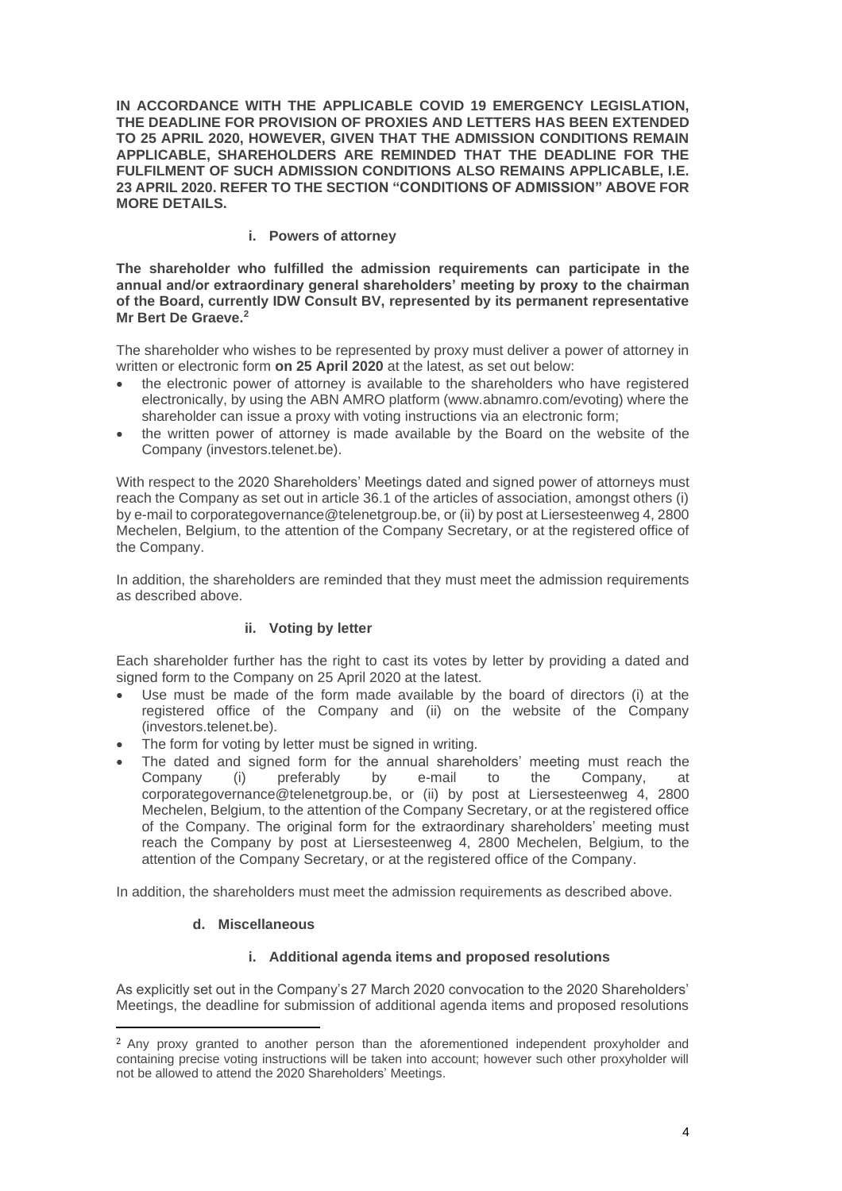**IN ACCORDANCE WITH THE APPLICABLE COVID 19 EMERGENCY LEGISLATION, THE DEADLINE FOR PROVISION OF PROXIES AND LETTERS HAS BEEN EXTENDED TO 25 APRIL 2020, HOWEVER, GIVEN THAT THE ADMISSION CONDITIONS REMAIN APPLICABLE, SHAREHOLDERS ARE REMINDED THAT THE DEADLINE FOR THE FULFILMENT OF SUCH ADMISSION CONDITIONS ALSO REMAINS APPLICABLE, I.E. 23 APRIL 2020. REFER TO THE SECTION "CONDITIONS OF ADMISSION" ABOVE FOR MORE DETAILS.**

#### i. Powers of attorney

**The shareholder who fulfilled the admission requirements can participate in the annual and/or extraordinary general shareholders' meeting by proxy to the chairman of the Board, currently IDW Consult BV, represented by its permanent representative Mr Bert De Graeve.[2]**

The shareholder who wishes to be represented by proxy must deliver a power of attorney in written or electronic form **on 25 April 2020** at the latest, as set out below:

- the electronic power of attorney is available to the shareholders who have registered electronically, by using the ABN AMRO platform (www.abnamro.com/evoting) where the shareholder can issue a proxy with voting instructions via an electronic form;
- the written power of attorney is made available by the Board on the website of the Company (investors.telenet.be).

With respect to the 2020 Shareholders' Meetings dated and signed power of attorneys must reach the Company as set out in article 36.1 of the articles of association, amongst others (i) by e-mail to corporategovernance@telenetgroup.be, or (ii) by post at Liersesteenweg 4, 2800 Mechelen, Belgium, to the attention of the Company Secretary, or at the registered office of the Company.

In addition, the shareholders are reminded that they must meet the admission requirements as described above.

#### ii. Voting by letter

Each shareholder further has the right to cast its votes by letter by providing a dated and signed form to the Company on 25 April 2020 at the latest.

- Use must be made of the form made available by the board of directors (i) at the registered office of the Company and (ii) on the website of the Company (investors.telenet.be).
- The form for voting by letter must be signed in writing.
- The dated and signed form for the annual shareholders' meeting must reach the Company (i) preferably by e-mail to the Company, at corporategovernance@telenetgroup.be, or (ii) by post at Liersesteenweg 4, 2800 Mechelen, Belgium, to the attention of the Company Secretary, or at the registered office of the Company. The original form for the extraordinary shareholders' meeting must reach the Company by post at Liersesteenweg 4, 2800 Mechelen, Belgium, to the attention of the Company Secretary, or at the registered office of the Company.

In addition, the shareholders must meet the admission requirements as described above.

### d. Miscellaneous

#### i. Additional agenda items and proposed resolutions

As explicitly set out in the Company's 27 March 2020 convocation to the 2020 Shareholders' Meetings, the deadline for submission of additional agenda items and proposed resolutions

[2] Any proxy granted to another person than the aforementioned independent proxyholder and containing precise voting instructions will be taken into account; however such other proxyholder will not be allowed to attend the 2020 Shareholders' Meetings.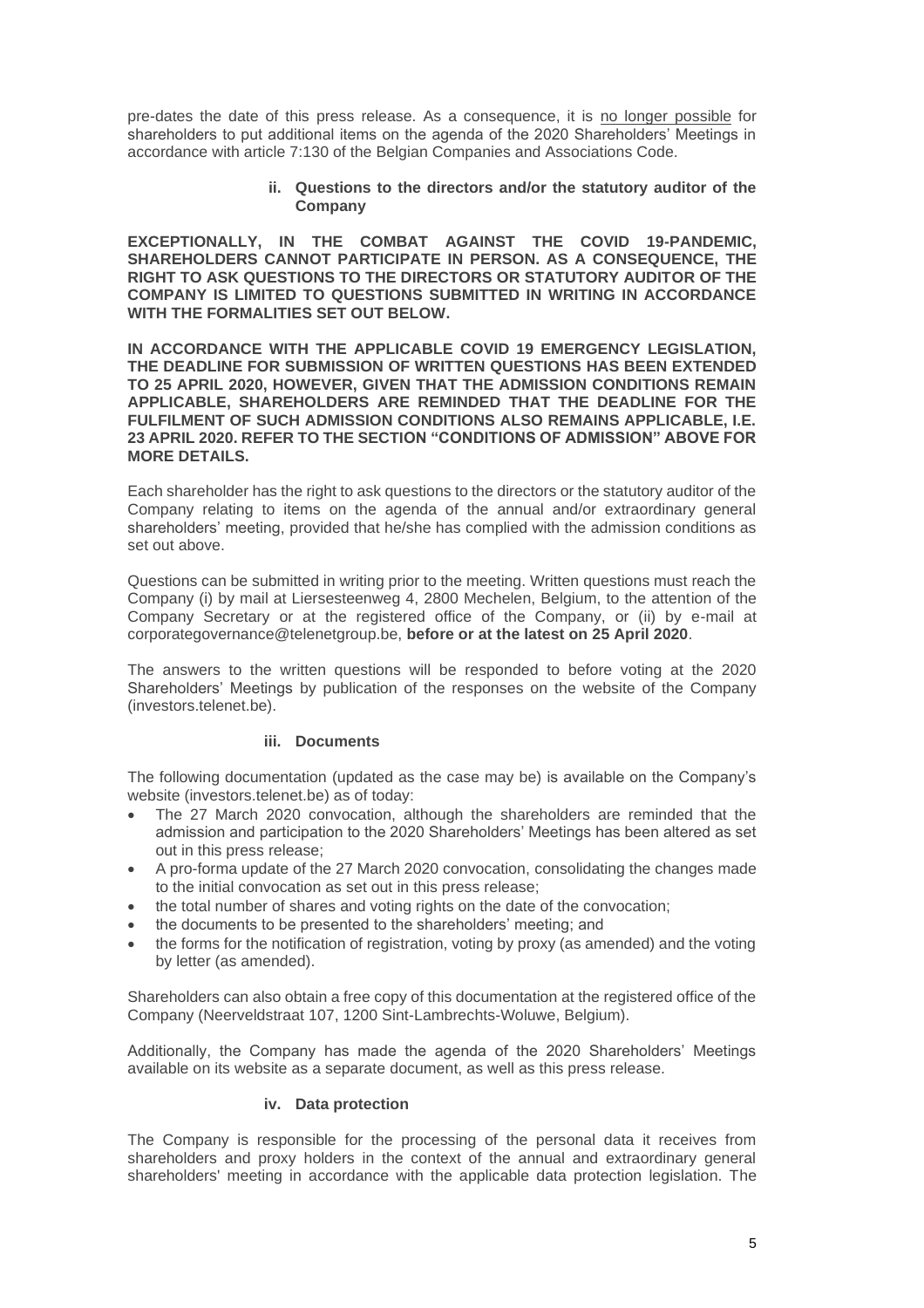pre-dates the date of this press release. As a consequence, it is no longer possible for shareholders to put additional items on the agenda of the 2020 Shareholders' Meetings in accordance with article 7:130 of the Belgian Companies and Associations Code.

#### ii. Questions to the directors and/or the statutory auditor of the Company

**EXCEPTIONALLY, IN THE COMBAT AGAINST THE COVID 19-PANDEMIC, SHAREHOLDERS CANNOT PARTICIPATE IN PERSON. AS A CONSEQUENCE, THE RIGHT TO ASK QUESTIONS TO THE DIRECTORS OR STATUTORY AUDITOR OF THE COMPANY IS LIMITED TO QUESTIONS SUBMITTED IN WRITING IN ACCORDANCE WITH THE FORMALITIES SET OUT BELOW.**

**IN ACCORDANCE WITH THE APPLICABLE COVID 19 EMERGENCY LEGISLATION, THE DEADLINE FOR SUBMISSION OF WRITTEN QUESTIONS HAS BEEN EXTENDED TO 25 APRIL 2020, HOWEVER, GIVEN THAT THE ADMISSION CONDITIONS REMAIN APPLICABLE, SHAREHOLDERS ARE REMINDED THAT THE DEADLINE FOR THE FULFILMENT OF SUCH ADMISSION CONDITIONS ALSO REMAINS APPLICABLE, I.E. 23 APRIL 2020. REFER TO THE SECTION "CONDITIONS OF ADMISSION" ABOVE FOR MORE DETAILS.**

Each shareholder has the right to ask questions to the directors or the statutory auditor of the Company relating to items on the agenda of the annual and/or extraordinary general shareholders' meeting, provided that he/she has complied with the admission conditions as set out above.

Questions can be submitted in writing prior to the meeting. Written questions must reach the Company (i) by mail at Liersesteenweg 4, 2800 Mechelen, Belgium, to the attention of the Company Secretary or at the registered office of the Company, or (ii) by e-mail at corporategovernance@telenetgroup.be, **before or at the latest on 25 April 2020**.

The answers to the written questions will be responded to before voting at the 2020 Shareholders' Meetings by publication of the responses on the website of the Company (investors.telenet.be).

#### iii. Documents

The following documentation (updated as the case may be) is available on the Company's website (investors.telenet.be) as of today:

- The 27 March 2020 convocation, although the shareholders are reminded that the admission and participation to the 2020 Shareholders' Meetings has been altered as set out in this press release;
- A pro-forma update of the 27 March 2020 convocation, consolidating the changes made to the initial convocation as set out in this press release;
- the total number of shares and voting rights on the date of the convocation;
- the documents to be presented to the shareholders' meeting; and
- the forms for the notification of registration, voting by proxy (as amended) and the voting by letter (as amended).

Shareholders can also obtain a free copy of this documentation at the registered office of the Company (Neerveldstraat 107, 1200 Sint-Lambrechts-Woluwe, Belgium).

Additionally, the Company has made the agenda of the 2020 Shareholders' Meetings available on its website as a separate document, as well as this press release.

#### iv. Data protection

The Company is responsible for the processing of the personal data it receives from shareholders and proxy holders in the context of the annual and extraordinary general shareholders' meeting in accordance with the applicable data protection legislation. The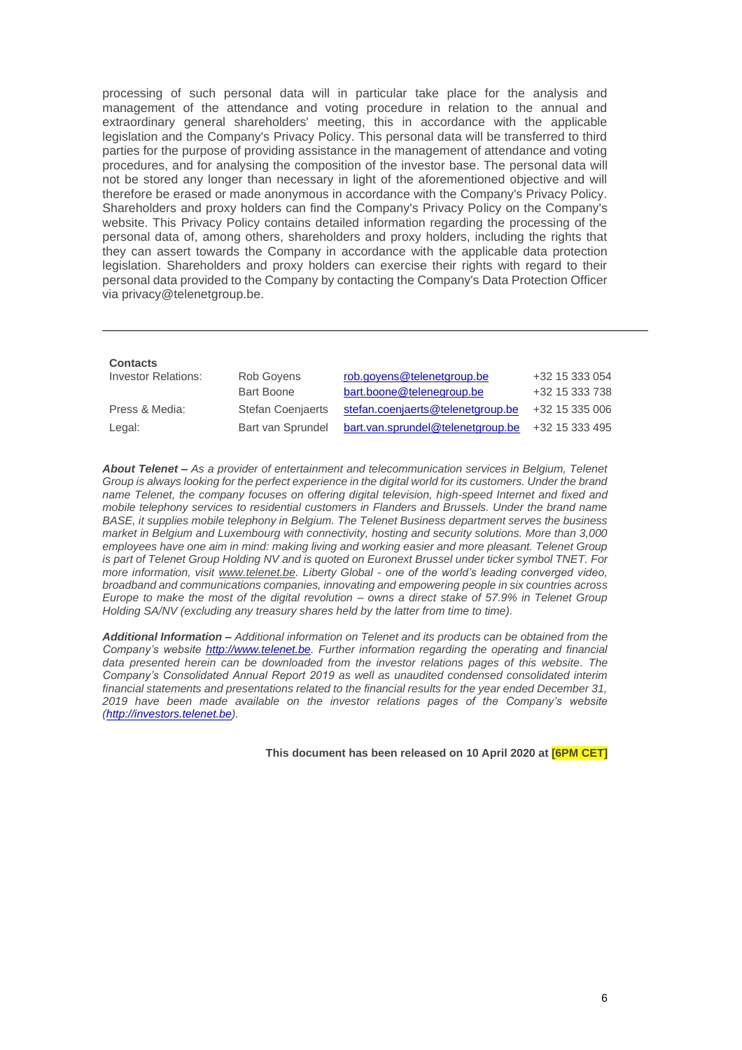processing of such personal data will in particular take place for the analysis and management of the attendance and voting procedure in relation to the annual and extraordinary general shareholders' meeting, this in accordance with the applicable legislation and the Company's Privacy Policy. This personal data will be transferred to third parties for the purpose of providing assistance in the management of attendance and voting procedures, and for analysing the composition of the investor base. The personal data will not be stored any longer than necessary in light of the aforementioned objective and will therefore be erased or made anonymous in accordance with the Company's Privacy Policy. Shareholders and proxy holders can find the Company's Privacy Policy on the Company's website. This Privacy Policy contains detailed information regarding the processing of the personal data of, among others, shareholders and proxy holders, including the rights that they can assert towards the Company in accordance with the applicable data protection legislation. Shareholders and proxy holders can exercise their rights with regard to their personal data provided to the Company by contacting the Company's Data Protection Officer via privacy@telenetgroup.be.

---

**Contacts**

| | | | |
|---|---|---|---|
| Investor Relations: | Rob Goyens | rob.goyens@telenetgroup.be | +32 15 333 054 |
| | Bart Boone | bart.boone@telenegroup.be | +32 15 333 738 |
| Press & Media: | Stefan Coenjaerts | stefan.coenjaerts@telenetgroup.be | +32 15 335 006 |
| Legal: | Bart van Sprundel | bart.van.sprundel@telenetgroup.be | +32 15 333 495 |

***About Telenet –*** *As a provider of entertainment and telecommunication services in Belgium, Telenet Group is always looking for the perfect experience in the digital world for its customers. Under the brand name Telenet, the company focuses on offering digital television, high-speed Internet and fixed and mobile telephony services to residential customers in Flanders and Brussels. Under the brand name BASE, it supplies mobile telephony in Belgium. The Telenet Business department serves the business market in Belgium and Luxembourg with connectivity, hosting and security solutions. More than 3,000 employees have one aim in mind: making living and working easier and more pleasant. Telenet Group is part of Telenet Group Holding NV and is quoted on Euronext Brussel under ticker symbol TNET. For more information, visit www.telenet.be. Liberty Global - one of the world's leading converged video, broadband and communications companies, innovating and empowering people in six countries across Europe to make the most of the digital revolution – owns a direct stake of 57.9% in Telenet Group Holding SA/NV (excluding any treasury shares held by the latter from time to time).*

***Additional Information –*** *Additional information on Telenet and its products can be obtained from the Company's website http://www.telenet.be. Further information regarding the operating and financial data presented herein can be downloaded from the investor relations pages of this website. The Company's Consolidated Annual Report 2019 as well as unaudited condensed consolidated interim financial statements and presentations related to the financial results for the year ended December 31, 2019 have been made available on the investor relations pages of the Company's website (http://investors.telenet.be).*

**This document has been released on 10 April 2020 at [6PM CET]**